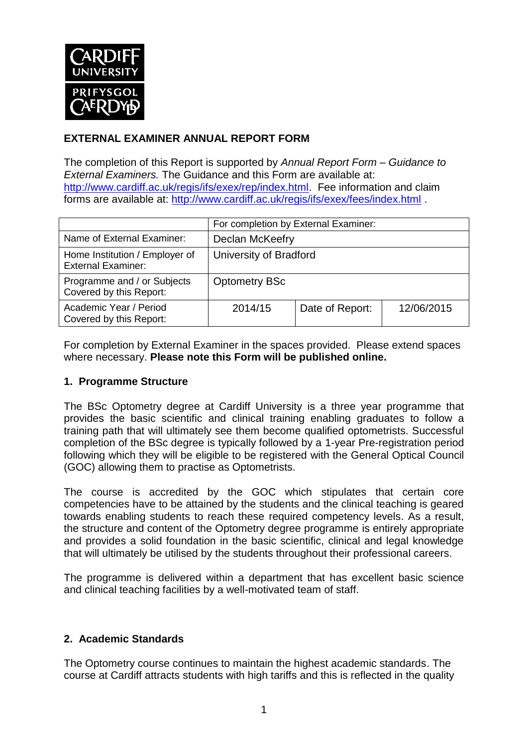**CARDIFF UNIVERSITY**
**PRIFYSGOL CAERDYDD**

# EXTERNAL EXAMINER ANNUAL REPORT FORM

The completion of this Report is supported by *Annual Report Form – Guidance to External Examiners.* The Guidance and this Form are available at: http://www.cardiff.ac.uk/regis/ifs/exex/rep/index.html. Fee information and claim forms are available at: http://www.cardiff.ac.uk/regis/ifs/exex/fees/index.html .

| | For completion by External Examiner: | | |
|---|---|---|---|
| Name of External Examiner: | Declan McKeefry | | |
| Home Institution / Employer of External Examiner: | University of Bradford | | |
| Programme and / or Subjects Covered by this Report: | Optometry BSc | | |
| Academic Year / Period Covered by this Report: | 2014/15 | Date of Report: | 12/06/2015 |

For completion by External Examiner in the spaces provided. Please extend spaces where necessary. **Please note this Form will be published online.**

## 1. Programme Structure

The BSc Optometry degree at Cardiff University is a three year programme that provides the basic scientific and clinical training enabling graduates to follow a training path that will ultimately see them become qualified optometrists. Successful completion of the BSc degree is typically followed by a 1-year Pre-registration period following which they will be eligible to be registered with the General Optical Council (GOC) allowing them to practise as Optometrists.

The course is accredited by the GOC which stipulates that certain core competencies have to be attained by the students and the clinical teaching is geared towards enabling students to reach these required competency levels. As a result, the structure and content of the Optometry degree programme is entirely appropriate and provides a solid foundation in the basic scientific, clinical and legal knowledge that will ultimately be utilised by the students throughout their professional careers.

The programme is delivered within a department that has excellent basic science and clinical teaching facilities by a well-motivated team of staff.

## 2. Academic Standards

The Optometry course continues to maintain the highest academic standards. The course at Cardiff attracts students with high tariffs and this is reflected in the quality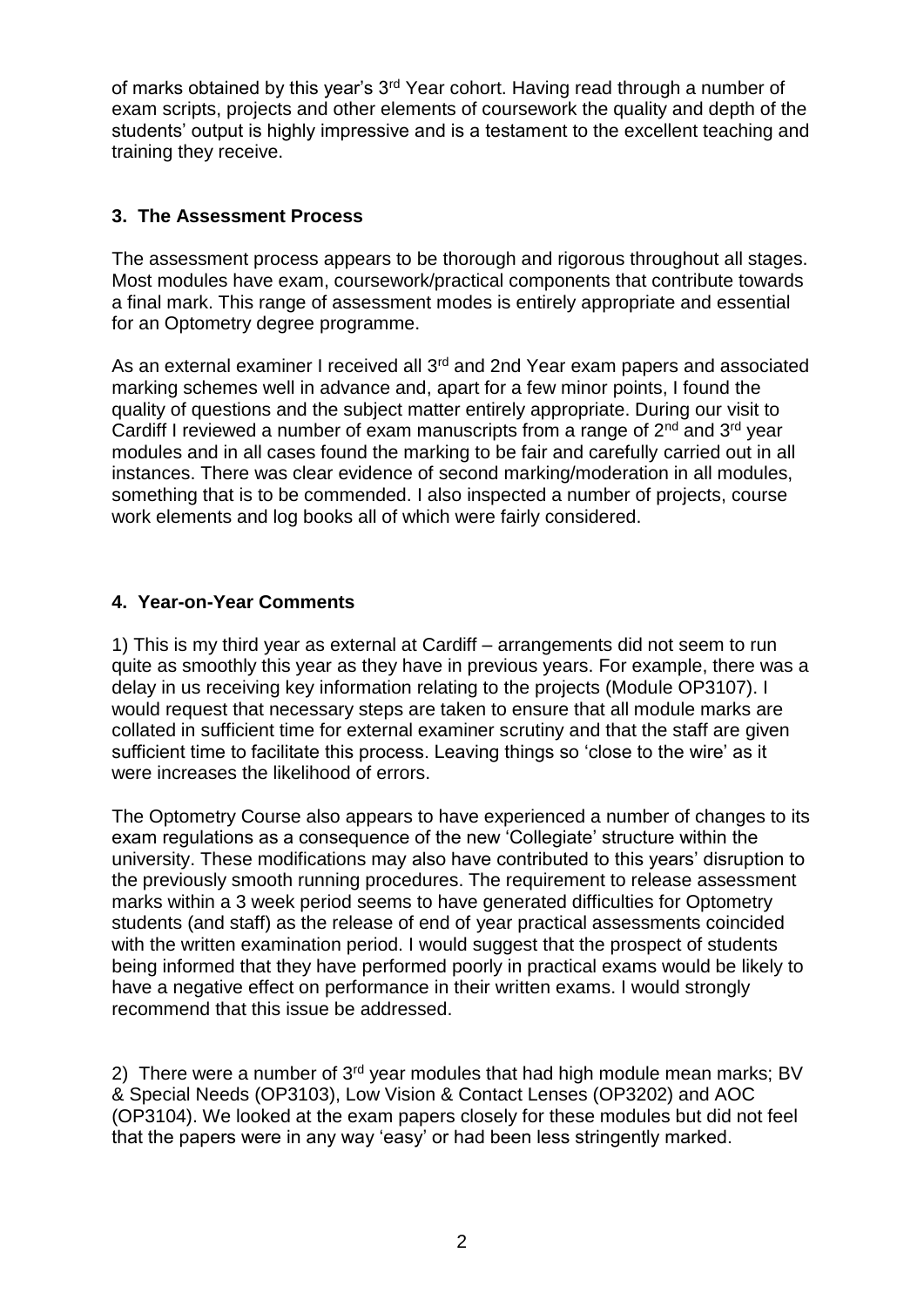of marks obtained by this year's 3rd Year cohort. Having read through a number of exam scripts, projects and other elements of coursework the quality and depth of the students' output is highly impressive and is a testament to the excellent teaching and training they receive.

### 3. The Assessment Process

The assessment process appears to be thorough and rigorous throughout all stages. Most modules have exam, coursework/practical components that contribute towards a final mark. This range of assessment modes is entirely appropriate and essential for an Optometry degree programme.

As an external examiner I received all 3rd and 2nd Year exam papers and associated marking schemes well in advance and, apart for a few minor points, I found the quality of questions and the subject matter entirely appropriate. During our visit to Cardiff I reviewed a number of exam manuscripts from a range of 2nd and 3rd year modules and in all cases found the marking to be fair and carefully carried out in all instances. There was clear evidence of second marking/moderation in all modules, something that is to be commended. I also inspected a number of projects, course work elements and log books all of which were fairly considered.

### 4. Year-on-Year Comments

1) This is my third year as external at Cardiff – arrangements did not seem to run quite as smoothly this year as they have in previous years. For example, there was a delay in us receiving key information relating to the projects (Module OP3107). I would request that necessary steps are taken to ensure that all module marks are collated in sufficient time for external examiner scrutiny and that the staff are given sufficient time to facilitate this process. Leaving things so 'close to the wire' as it were increases the likelihood of errors.

The Optometry Course also appears to have experienced a number of changes to its exam regulations as a consequence of the new 'Collegiate' structure within the university. These modifications may also have contributed to this years' disruption to the previously smooth running procedures. The requirement to release assessment marks within a 3 week period seems to have generated difficulties for Optometry students (and staff) as the release of end of year practical assessments coincided with the written examination period. I would suggest that the prospect of students being informed that they have performed poorly in practical exams would be likely to have a negative effect on performance in their written exams. I would strongly recommend that this issue be addressed.

2) There were a number of 3rd year modules that had high module mean marks; BV & Special Needs (OP3103), Low Vision & Contact Lenses (OP3202) and AOC (OP3104). We looked at the exam papers closely for these modules but did not feel that the papers were in any way 'easy' or had been less stringently marked.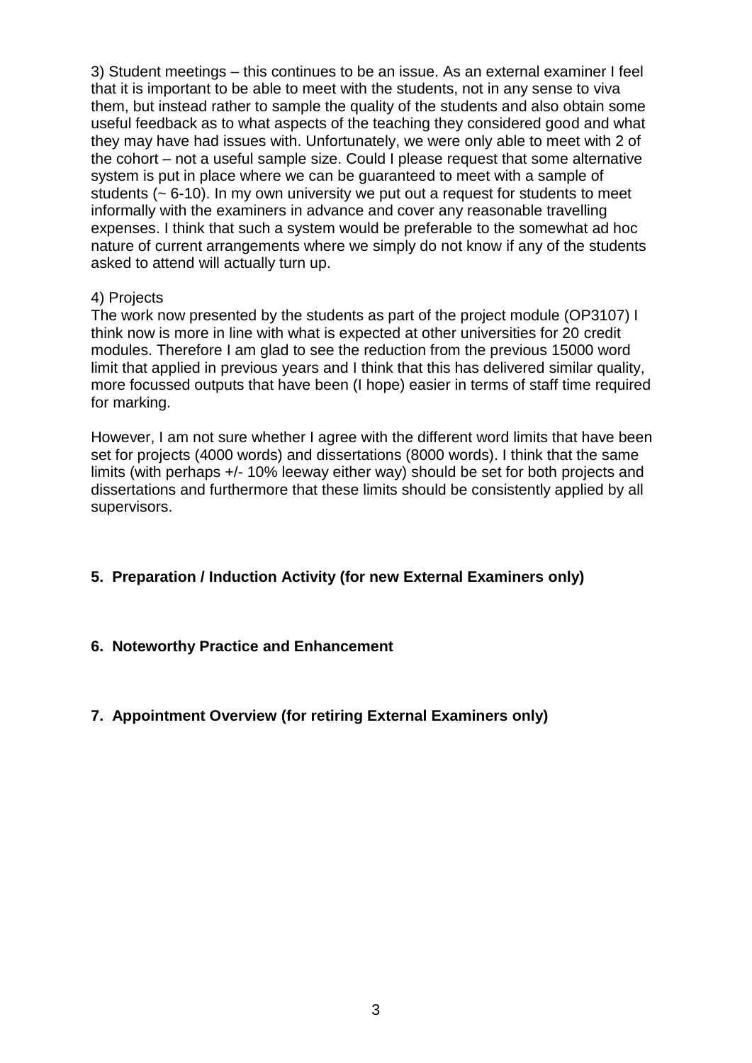3) Student meetings – this continues to be an issue. As an external examiner I feel that it is important to be able to meet with the students, not in any sense to viva them, but instead rather to sample the quality of the students and also obtain some useful feedback as to what aspects of the teaching they considered good and what they may have had issues with. Unfortunately, we were only able to meet with 2 of the cohort – not a useful sample size. Could I please request that some alternative system is put in place where we can be guaranteed to meet with a sample of students (~ 6-10). In my own university we put out a request for students to meet informally with the examiners in advance and cover any reasonable travelling expenses. I think that such a system would be preferable to the somewhat ad hoc nature of current arrangements where we simply do not know if any of the students asked to attend will actually turn up.

4) Projects
The work now presented by the students as part of the project module (OP3107) I think now is more in line with what is expected at other universities for 20 credit modules. Therefore I am glad to see the reduction from the previous 15000 word limit that applied in previous years and I think that this has delivered similar quality, more focussed outputs that have been (I hope) easier in terms of staff time required for marking.

However, I am not sure whether I agree with the different word limits that have been set for projects (4000 words) and dissertations (8000 words). I think that the same limits (with perhaps +/- 10% leeway either way) should be set for both projects and dissertations and furthermore that these limits should be consistently applied by all supervisors.

## 5. Preparation / Induction Activity (for new External Examiners only)

## 6. Noteworthy Practice and Enhancement

## 7. Appointment Overview (for retiring External Examiners only)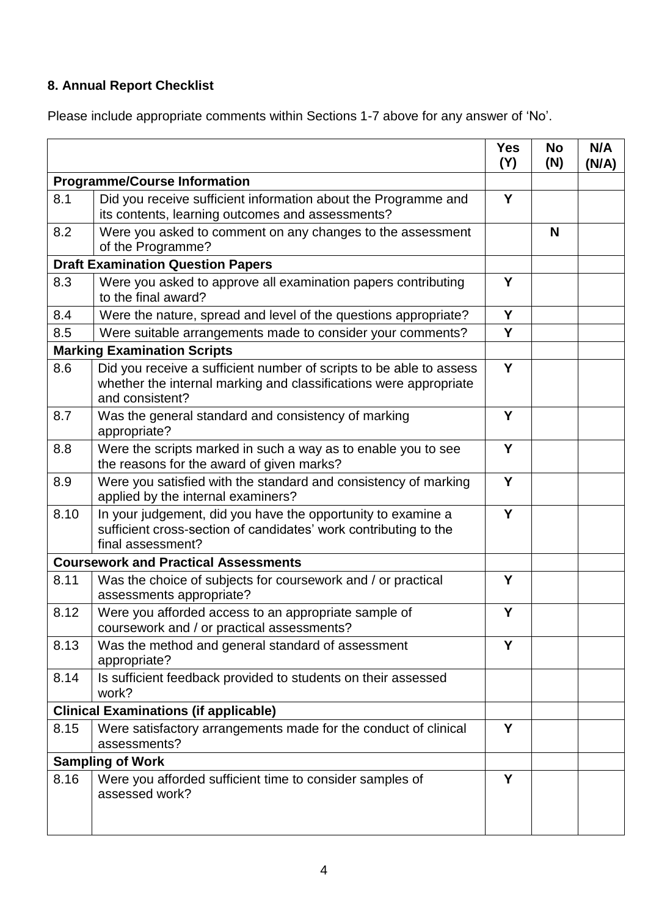## 8. Annual Report Checklist

Please include appropriate comments within Sections 1-7 above for any answer of 'No'.

| | | Yes (Y) | No (N) | N/A (N/A) |
|---|---|---|---|---|
| **Programme/Course Information** | | | | |
| 8.1 | Did you receive sufficient information about the Programme and its contents, learning outcomes and assessments? | Y | | |
| 8.2 | Were you asked to comment on any changes to the assessment of the Programme? | | N | |
| **Draft Examination Question Papers** | | | | |
| 8.3 | Were you asked to approve all examination papers contributing to the final award? | Y | | |
| 8.4 | Were the nature, spread and level of the questions appropriate? | Y | | |
| 8.5 | Were suitable arrangements made to consider your comments? | Y | | |
| **Marking Examination Scripts** | | | | |
| 8.6 | Did you receive a sufficient number of scripts to be able to assess whether the internal marking and classifications were appropriate and consistent? | Y | | |
| 8.7 | Was the general standard and consistency of marking appropriate? | Y | | |
| 8.8 | Were the scripts marked in such a way as to enable you to see the reasons for the award of given marks? | Y | | |
| 8.9 | Were you satisfied with the standard and consistency of marking applied by the internal examiners? | Y | | |
| 8.10 | In your judgement, did you have the opportunity to examine a sufficient cross-section of candidates' work contributing to the final assessment? | Y | | |
| **Coursework and Practical Assessments** | | | | |
| 8.11 | Was the choice of subjects for coursework and / or practical assessments appropriate? | Y | | |
| 8.12 | Were you afforded access to an appropriate sample of coursework and / or practical assessments? | Y | | |
| 8.13 | Was the method and general standard of assessment appropriate? | Y | | |
| 8.14 | Is sufficient feedback provided to students on their assessed work? | | | |
| **Clinical Examinations (if applicable)** | | | | |
| 8.15 | Were satisfactory arrangements made for the conduct of clinical assessments? | Y | | |
| **Sampling of Work** | | | | |
| 8.16 | Were you afforded sufficient time to consider samples of assessed work? | Y | | |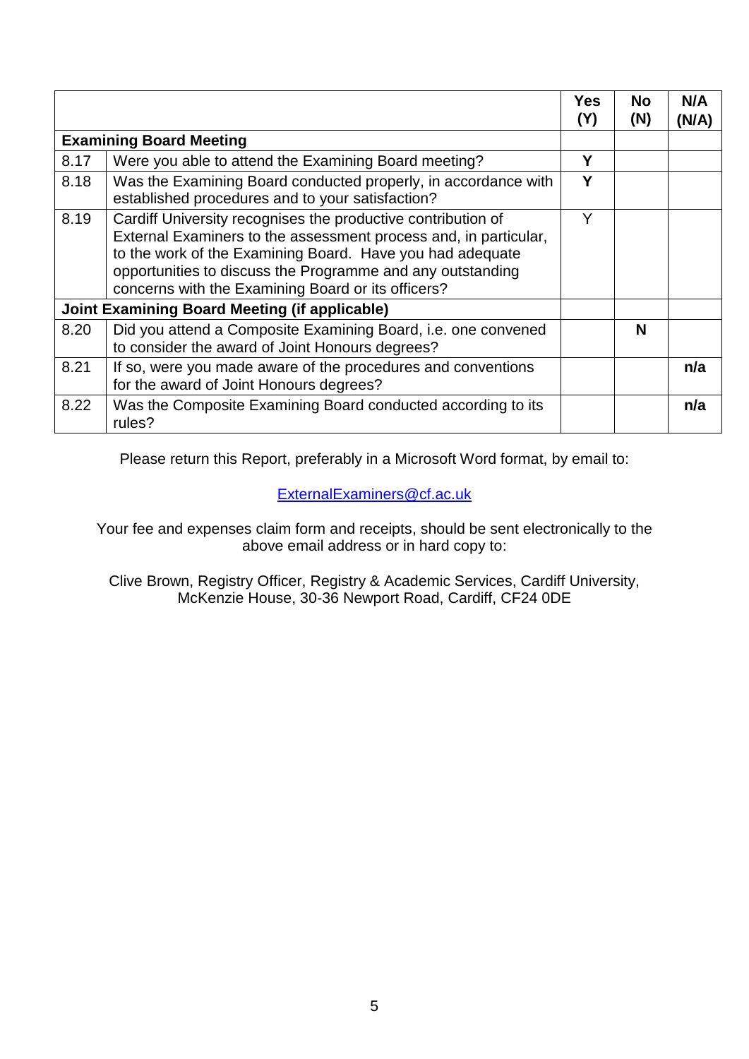| | | Yes (Y) | No (N) | N/A (N/A) |
|---|---|---|---|---|
| **Examining Board Meeting** | | | | |
| 8.17 | Were you able to attend the Examining Board meeting? | **Y** | | |
| 8.18 | Was the Examining Board conducted properly, in accordance with established procedures and to your satisfaction? | **Y** | | |
| 8.19 | Cardiff University recognises the productive contribution of External Examiners to the assessment process and, in particular, to the work of the Examining Board. Have you had adequate opportunities to discuss the Programme and any outstanding concerns with the Examining Board or its officers? | Y | | |
| **Joint Examining Board Meeting (if applicable)** | | | | |
| 8.20 | Did you attend a Composite Examining Board, i.e. one convened to consider the award of Joint Honours degrees? | | **N** | |
| 8.21 | If so, were you made aware of the procedures and conventions for the award of Joint Honours degrees? | | | **n/a** |
| 8.22 | Was the Composite Examining Board conducted according to its rules? | | | **n/a** |

Please return this Report, preferably in a Microsoft Word format, by email to:

ExternalExaminers@cf.ac.uk

Your fee and expenses claim form and receipts, should be sent electronically to the above email address or in hard copy to:

Clive Brown, Registry Officer, Registry & Academic Services, Cardiff University, McKenzie House, 30-36 Newport Road, Cardiff, CF24 0DE